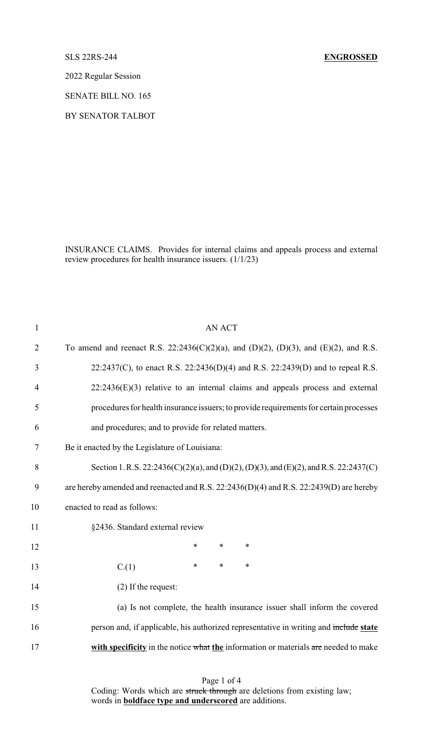SLS 22RS-244 **ENGROSSED**

2022 Regular Session

SENATE BILL NO. 165

BY SENATOR TALBOT

INSURANCE CLAIMS. Provides for internal claims and appeals process and external review procedures for health insurance issuers. (1/1/23)

1 AN ACT

2 To amend and reenact R.S. 22:2436(C)(2)(a), and (D)(2), (D)(3), and (E)(2), and R.S.

3 22:2437(C), to enact R.S. 22:2436(D)(4) and R.S. 22:2439(D) and to repeal R.S.

4 22:2436(E)(3) relative to an internal claims and appeals process and external

5 procedures for health insurance issuers; to provide requirements for certain processes

6 and procedures; and to provide for related matters.

7 Be it enacted by the Legislature of Louisiana:

8 Section 1. R.S. 22:2436(C)(2)(a), and (D)(2), (D)(3), and (E)(2), and R.S. 22:2437(C)

9 are hereby amended and reenacted and R.S. 22:2436(D)(4) and R.S. 22:2439(D) are hereby

10 enacted to read as follows:

11 §2436. Standard external review

12 \* \* \*

13 C.(1) \* \* \*

14 (2) If the request:

15 (a) Is not complete, the health insurance issuer shall inform the covered

16 person and, if applicable, his authorized representative in writing and ~~include~~ **<u>state</u>**

17 **<u>with specificity</u>** in the notice ~~what~~ **<u>the</u>** information or materials ~~are~~ needed to make

Coding: Words which are ~~struck through~~ are deletions from existing law; words in **<u>boldface type and underscored</u>** are additions.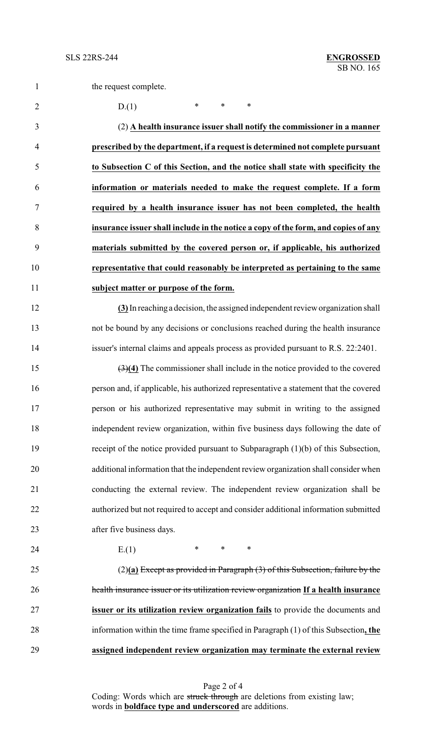the request complete.

D.(1) * * *

(2) **<u>A health insurance issuer shall notify the commissioner in a manner prescribed by the department, if a request is determined not complete pursuant to Subsection C of this Section, and the notice shall state with specificity the information or materials needed to make the request complete. If a form required by a health insurance issuer has not been completed, the health insurance issuer shall include in the notice a copy of the form, and copies of any materials submitted by the covered person or, if applicable, his authorized representative that could reasonably be interpreted as pertaining to the same subject matter or purpose of the form.</u>**

**<u>(3)</u>** In reaching a decision, the assigned independent review organization shall not be bound by any decisions or conclusions reached during the health insurance issuer's internal claims and appeals process as provided pursuant to R.S. 22:2401.

~~(3)~~**<u>(4)</u>** The commissioner shall include in the notice provided to the covered person and, if applicable, his authorized representative a statement that the covered person or his authorized representative may submit in writing to the assigned independent review organization, within five business days following the date of receipt of the notice provided pursuant to Subparagraph (1)(b) of this Subsection, additional information that the independent review organization shall consider when conducting the external review. The independent review organization shall be authorized but not required to accept and consider additional information submitted after five business days.

E.(1) * * *

(2)**<u>(a)</u>** ~~Except as provided in Paragraph (3) of this Subsection, failure by the health insurance issuer or its utilization review organization~~ **<u>If a health insurance issuer or its utilization review organization fails</u>** to provide the documents and information within the time frame specified in Paragraph (1) of this Subsection**<u>, the assigned independent review organization may terminate the external review</u>**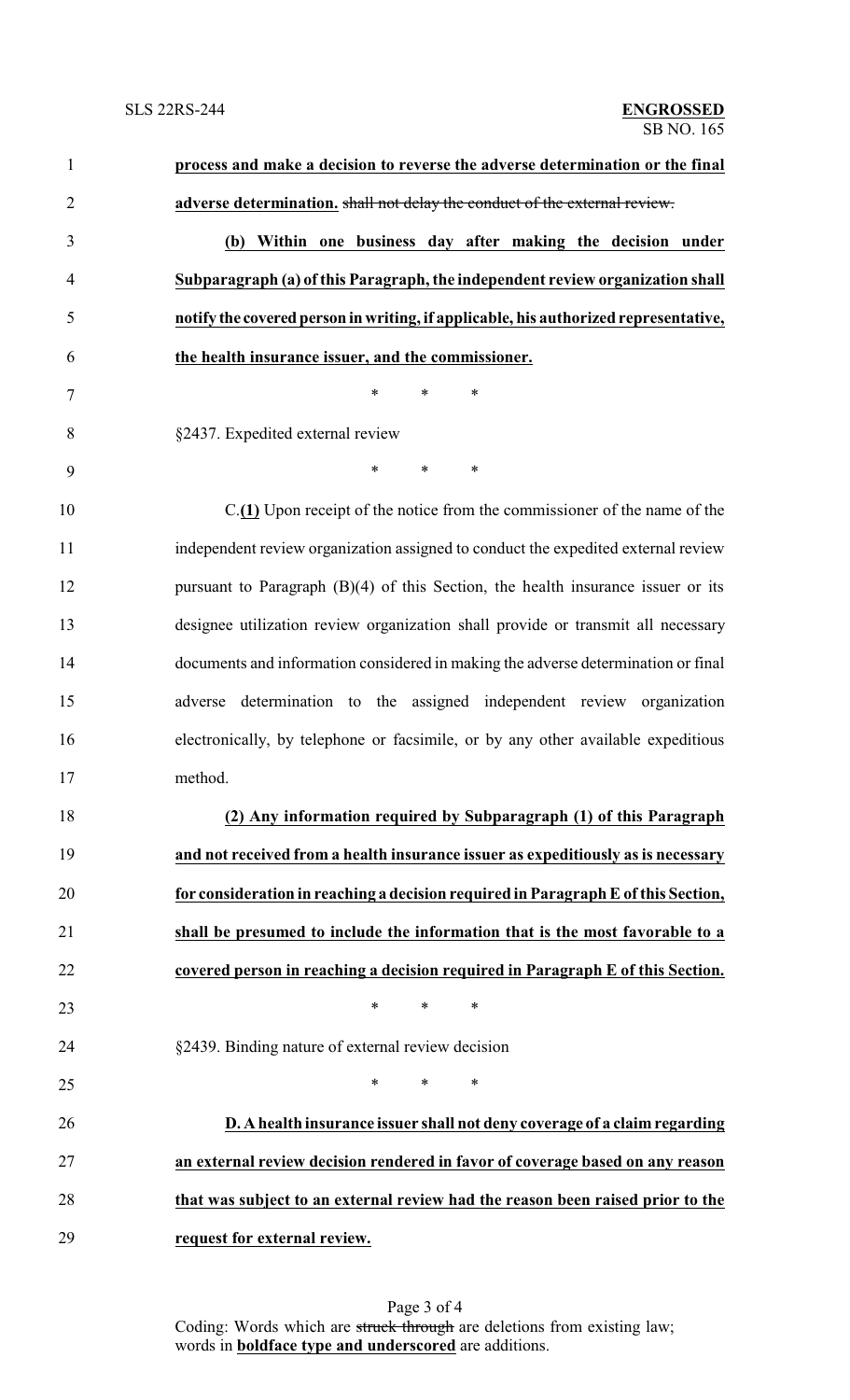**process and make a decision to reverse the adverse determination or the final adverse determination.** ~~shall not delay the conduct of the external review.~~

**(b) Within one business day after making the decision under Subparagraph (a) of this Paragraph, the independent review organization shall notify the covered person in writing, if applicable, his authorized representative, the health insurance issuer, and the commissioner.**

\* \* \*

§2437. Expedited external review

\* \* \*

C.**(1)** Upon receipt of the notice from the commissioner of the name of the independent review organization assigned to conduct the expedited external review pursuant to Paragraph (B)(4) of this Section, the health insurance issuer or its designee utilization review organization shall provide or transmit all necessary documents and information considered in making the adverse determination or final adverse determination to the assigned independent review organization electronically, by telephone or facsimile, or by any other available expeditious method.

**(2) Any information required by Subparagraph (1) of this Paragraph and not received from a health insurance issuer as expeditiously as is necessary for consideration in reaching a decision required in Paragraph E of this Section, shall be presumed to include the information that is the most favorable to a covered person in reaching a decision required in Paragraph E of this Section.**

\* \* \*

§2439. Binding nature of external review decision

\* \* \*

**D. A health insurance issuer shall not deny coverage of a claim regarding an external review decision rendered in favor of coverage based on any reason that was subject to an external review had the reason been raised prior to the request for external review.**

Coding: Words which are ~~struck through~~ are deletions from existing law; words in **boldface type and underscored** are additions.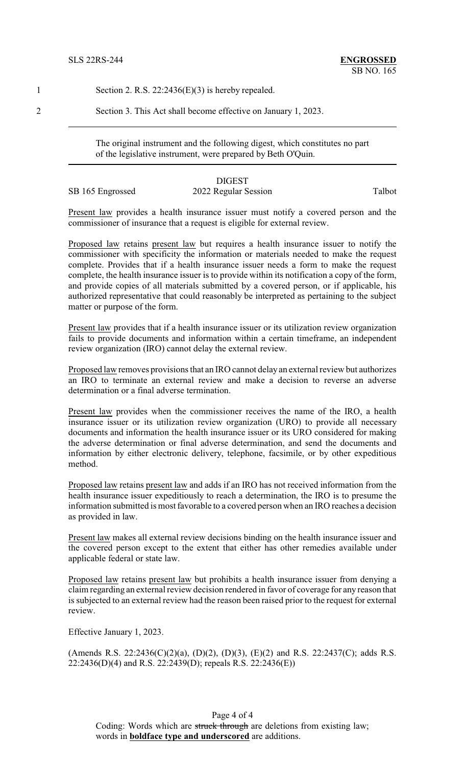Section 2. R.S. 22:2436(E)(3) is hereby repealed.

Section 3. This Act shall become effective on January 1, 2023.

---

The original instrument and the following digest, which constitutes no part of the legislative instrument, were prepared by Beth O'Quin.

---

DIGEST

SB 165 Engrossed — 2022 Regular Session — Talbot

Present law provides a health insurance issuer must notify a covered person and the commissioner of insurance that a request is eligible for external review.

Proposed law retains present law but requires a health insurance issuer to notify the commissioner with specificity the information or materials needed to make the request complete. Provides that if a health insurance issuer needs a form to make the request complete, the health insurance issuer is to provide within its notification a copy of the form, and provide copies of all materials submitted by a covered person, or if applicable, his authorized representative that could reasonably be interpreted as pertaining to the subject matter or purpose of the form.

Present law provides that if a health insurance issuer or its utilization review organization fails to provide documents and information within a certain timeframe, an independent review organization (IRO) cannot delay the external review.

Proposed law removes provisions that an IRO cannot delay an external review but authorizes an IRO to terminate an external review and make a decision to reverse an adverse determination or a final adverse termination.

Present law provides when the commissioner receives the name of the IRO, a health insurance issuer or its utilization review organization (URO) to provide all necessary documents and information the health insurance issuer or its URO considered for making the adverse determination or final adverse determination, and send the documents and information by either electronic delivery, telephone, facsimile, or by other expeditious method.

Proposed law retains present law and adds if an IRO has not received information from the health insurance issuer expeditiously to reach a determination, the IRO is to presume the information submitted is most favorable to a covered person when an IRO reaches a decision as provided in law.

Present law makes all external review decisions binding on the health insurance issuer and the covered person except to the extent that either has other remedies available under applicable federal or state law.

Proposed law retains present law but prohibits a health insurance issuer from denying a claim regarding an external review decision rendered in favor of coverage for any reason that is subjected to an external review had the reason been raised prior to the request for external review.

Effective January 1, 2023.

(Amends R.S. 22:2436(C)(2)(a), (D)(2), (D)(3), (E)(2) and R.S. 22:2437(C); adds R.S. 22:2436(D)(4) and R.S. 22:2439(D); repeals R.S. 22:2436(E))

Coding: Words which are ~~struck through~~ are deletions from existing law; words in **boldface type and underscored** are additions.